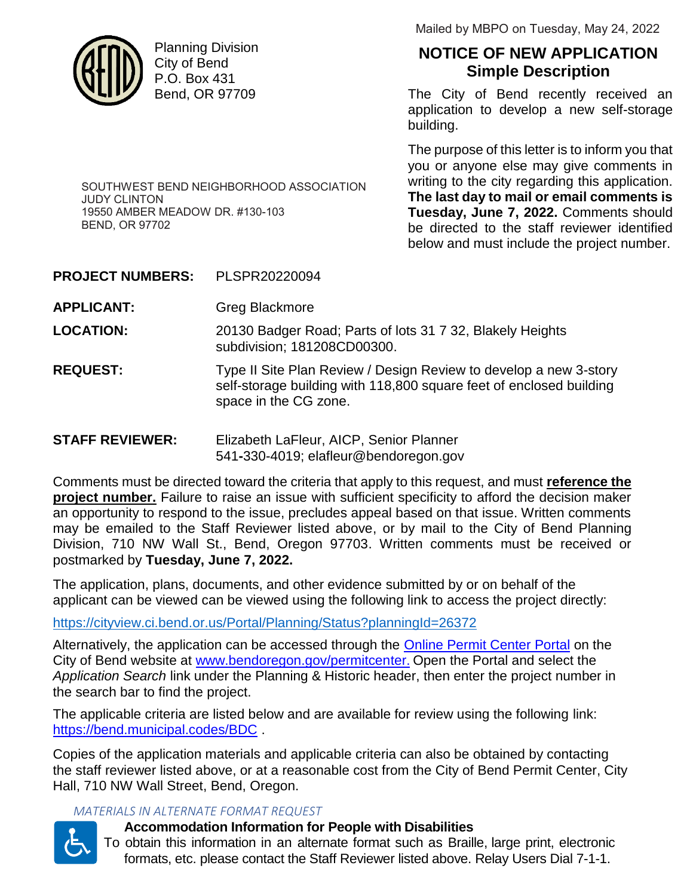Planning Division
City of Bend
P.O. Box 431
Bend, OR 97709

Mailed by MBPO on Tuesday, May 24, 2022

# NOTICE OF NEW APPLICATION
## Simple Description

The City of Bend recently received an application to develop a new self-storage building.

The purpose of this letter is to inform you that you or anyone else may give comments in writing to the city regarding this application. **The last day to mail or email comments is Tuesday, June 7, 2022.** Comments should be directed to the staff reviewer identified below and must include the project number.

SOUTHWEST BEND NEIGHBORHOOD ASSOCIATION
JUDY CLINTON
19550 AMBER MEADOW DR. #130-103
BEND, OR 97702

**PROJECT NUMBERS:** PLSPR20220094

**APPLICANT:** Greg Blackmore

**LOCATION:** 20130 Badger Road; Parts of lots 31 7 32, Blakely Heights subdivision; 181208CD00300.

**REQUEST:** Type II Site Plan Review / Design Review to develop a new 3-story self-storage building with 118,800 square feet of enclosed building space in the CG zone.

**STAFF REVIEWER:** Elizabeth LaFleur, AICP, Senior Planner
541-330-4019; elafleur@bendoregon.gov

Comments must be directed toward the criteria that apply to this request, and must **reference the project number.** Failure to raise an issue with sufficient specificity to afford the decision maker an opportunity to respond to the issue, precludes appeal based on that issue. Written comments may be emailed to the Staff Reviewer listed above, or by mail to the City of Bend Planning Division, 710 NW Wall St., Bend, Oregon 97703. Written comments must be received or postmarked by **Tuesday, June 7, 2022.**

The application, plans, documents, and other evidence submitted by or on behalf of the applicant can be viewed can be viewed using the following link to access the project directly:

https://cityview.ci.bend.or.us/Portal/Planning/Status?planningId=26372

Alternatively, the application can be accessed through the Online Permit Center Portal on the City of Bend website at www.bendoregon.gov/permitcenter. Open the Portal and select the *Application Search* link under the Planning & Historic header, then enter the project number in the search bar to find the project.

The applicable criteria are listed below and are available for review using the following link: https://bend.municipal.codes/BDC .

Copies of the application materials and applicable criteria can also be obtained by contacting the staff reviewer listed above, or at a reasonable cost from the City of Bend Permit Center, City Hall, 710 NW Wall Street, Bend, Oregon.

*MATERIALS IN ALTERNATE FORMAT REQUEST*

**Accommodation Information for People with Disabilities**
To obtain this information in an alternate format such as Braille, large print, electronic formats, etc. please contact the Staff Reviewer listed above. Relay Users Dial 7-1-1.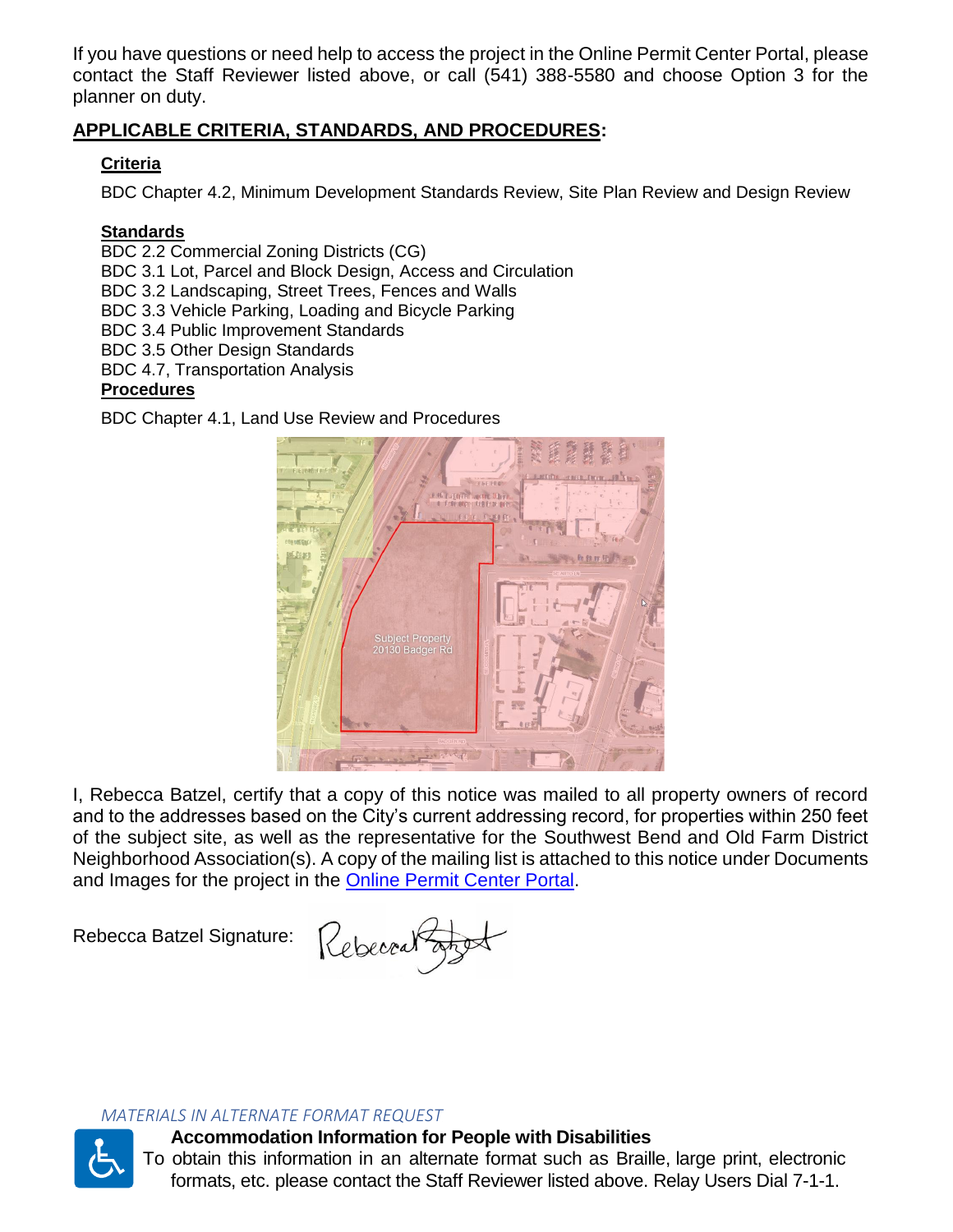If you have questions or need help to access the project in the Online Permit Center Portal, please contact the Staff Reviewer listed above, or call (541) 388-5580 and choose Option 3 for the planner on duty.

## APPLICABLE CRITERIA, STANDARDS, AND PROCEDURES:

**Criteria**

BDC Chapter 4.2, Minimum Development Standards Review, Site Plan Review and Design Review

**Standards**

BDC 2.2 Commercial Zoning Districts (CG)
BDC 3.1 Lot, Parcel and Block Design, Access and Circulation
BDC 3.2 Landscaping, Street Trees, Fences and Walls
BDC 3.3 Vehicle Parking, Loading and Bicycle Parking
BDC 3.4 Public Improvement Standards
BDC 3.5 Other Design Standards
BDC 4.7, Transportation Analysis

**Procedures**

BDC Chapter 4.1, Land Use Review and Procedures

Subject Property
20130 Badger Rd

I, Rebecca Batzel, certify that a copy of this notice was mailed to all property owners of record and to the addresses based on the City's current addressing record, for properties within 250 feet of the subject site, as well as the representative for the Southwest Bend and Old Farm District Neighborhood Association(s). A copy of the mailing list is attached to this notice under Documents and Images for the project in the Online Permit Center Portal.

Rebecca Batzel Signature: Rebecca Batzel

*MATERIALS IN ALTERNATE FORMAT REQUEST*

**Accommodation Information for People with Disabilities**

To obtain this information in an alternate format such as Braille, large print, electronic formats, etc. please contact the Staff Reviewer listed above. Relay Users Dial 7-1-1.